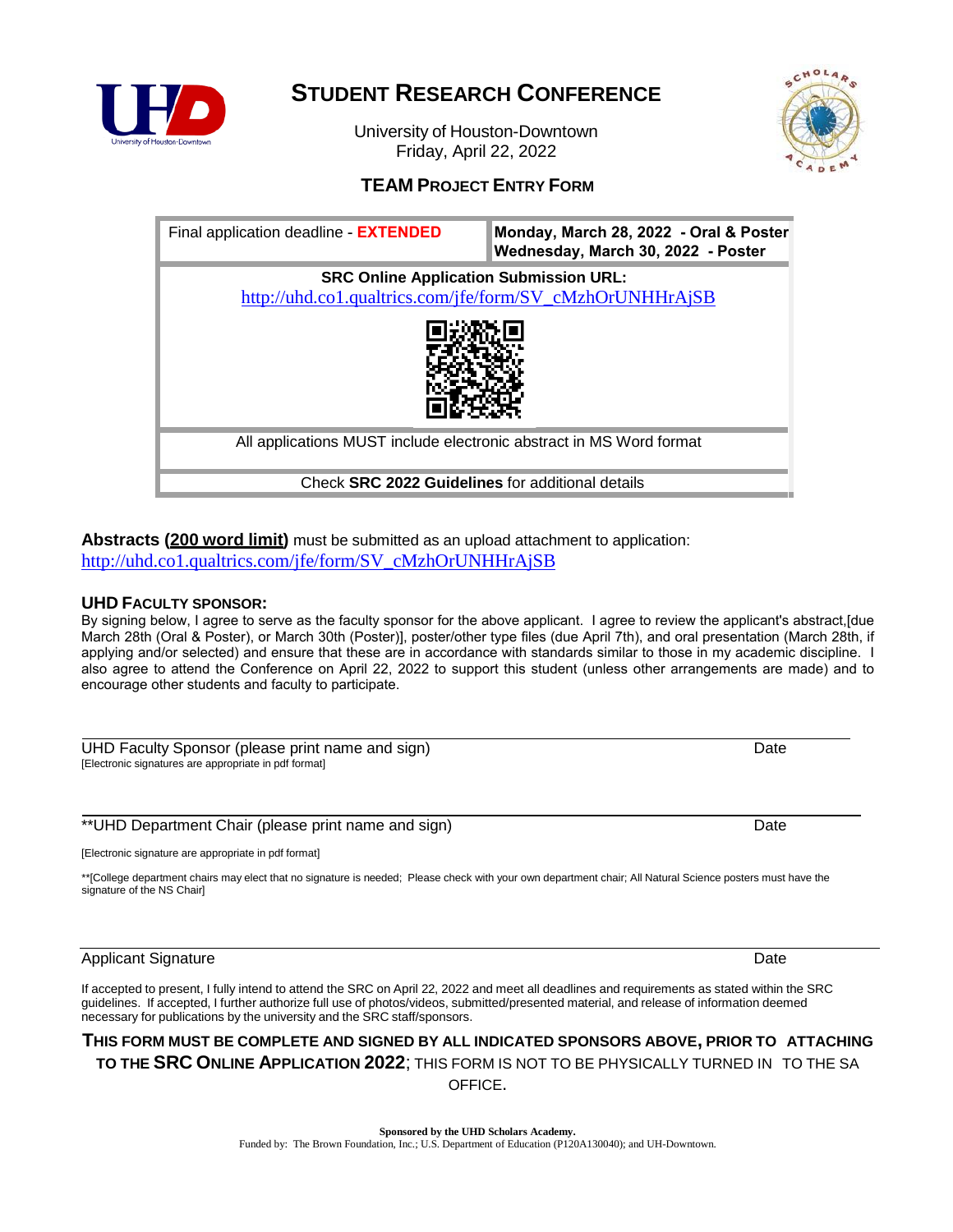# STUDENT RESEARCH CONFERENCE

University of Houston-Downtown
Friday, April 22, 2022

## TEAM PROJECT ENTRY FORM

| Final application deadline - **EXTENDED** | **Monday, March 28, 2022 - Oral & Poster**<br>**Wednesday, March 30, 2022 - Poster** |
|---|---|
| **SRC Online Application Submission URL:**<br>http://uhd.co1.qualtrics.com/jfe/form/SV_cMzhOrUNHHrAjSB | |
| All applications MUST include electronic abstract in MS Word format | |
| Check **SRC 2022 Guidelines** for additional details | |

**Abstracts (200 word limit)** must be submitted as an upload attachment to application:
http://uhd.co1.qualtrics.com/jfe/form/SV_cMzhOrUNHHrAjSB

**UHD FACULTY SPONSOR:**
By signing below, I agree to serve as the faculty sponsor for the above applicant. I agree to review the applicant's abstract,[due March 28th (Oral & Poster), or March 30th (Poster)], poster/other type files (due April 7th), and oral presentation (March 28th, if applying and/or selected) and ensure that these are in accordance with standards similar to those in my academic discipline. I also agree to attend the Conference on April 22, 2022 to support this student (unless other arrangements are made) and to encourage other students and faculty to participate.

UHD Faculty Sponsor (please print name and sign) Date
[Electronic signatures are appropriate in pdf format]

**UHD Department Chair (please print name and sign) Date

[Electronic signature are appropriate in pdf format]

**[College department chairs may elect that no signature is needed; Please check with your own department chair; All Natural Science posters must have the signature of the NS Chair]

Applicant Signature Date

If accepted to present, I fully intend to attend the SRC on April 22, 2022 and meet all deadlines and requirements as stated within the SRC guidelines. If accepted, I further authorize full use of photos/videos, submitted/presented material, and release of information deemed necessary for publications by the university and the SRC staff/sponsors.

**THIS FORM MUST BE COMPLETE AND SIGNED BY ALL INDICATED SPONSORS ABOVE, PRIOR TO ATTACHING TO THE SRC ONLINE APPLICATION 2022**; THIS FORM IS NOT TO BE PHYSICALLY TURNED IN TO THE SA OFFICE.

**Sponsored by the UHD Scholars Academy.**
Funded by: The Brown Foundation, Inc.; U.S. Department of Education (P120A130040); and UH-Downtown.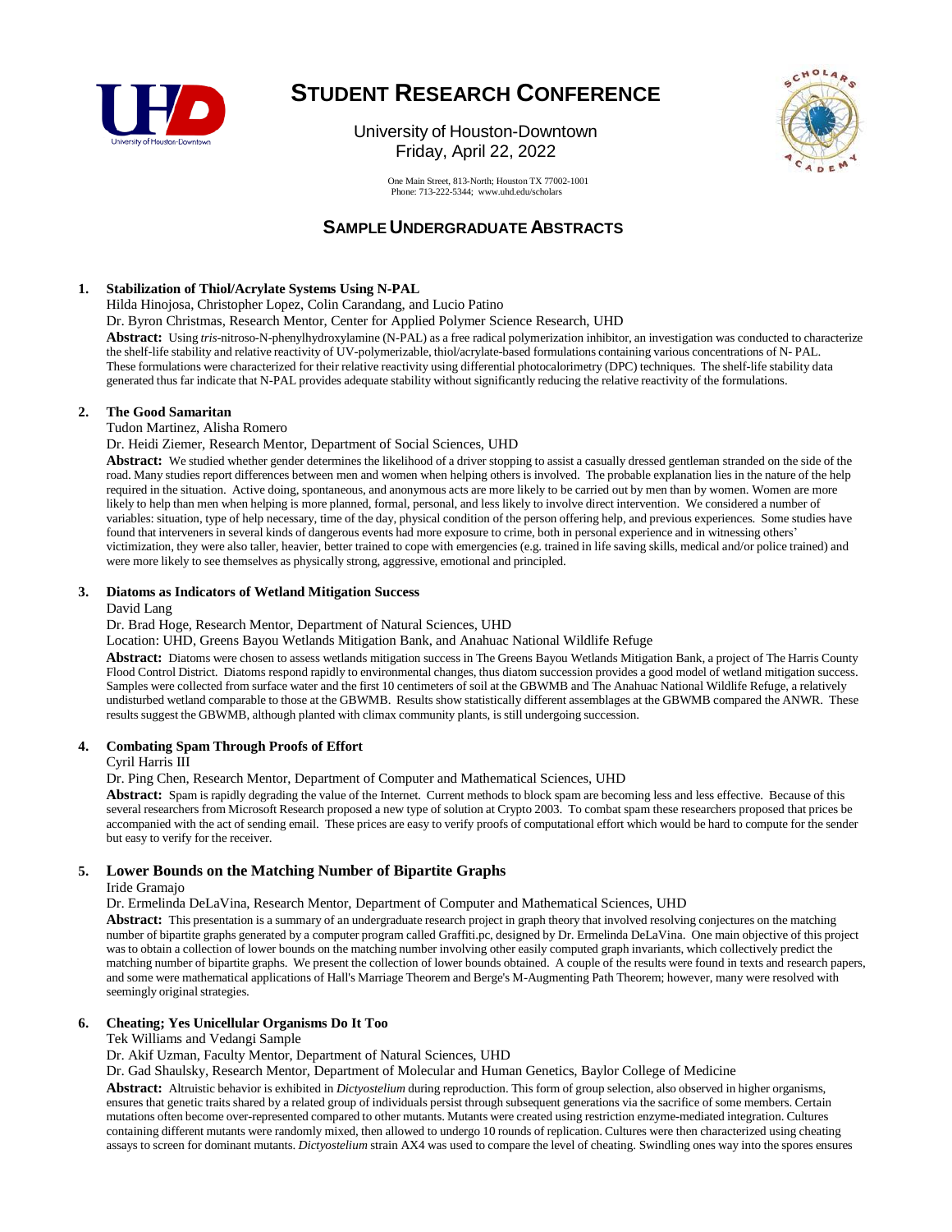# STUDENT RESEARCH CONFERENCE

University of Houston-Downtown
Friday, April 22, 2022

One Main Street, 813-North; Houston TX 77002-1001
Phone: 713-222-5344; www.uhd.edu/scholars

## SAMPLE UNDERGRADUATE ABSTRACTS

**1. Stabilization of Thiol/Acrylate Systems Using N-PAL**

Hilda Hinojosa, Christopher Lopez, Colin Carandang, and Lucio Patino
Dr. Byron Christmas, Research Mentor, Center for Applied Polymer Science Research, UHD

**Abstract:** Using *tris*-nitroso-N-phenylhydroxylamine (N-PAL) as a free radical polymerization inhibitor, an investigation was conducted to characterize the shelf-life stability and relative reactivity of UV-polymerizable, thiol/acrylate-based formulations containing various concentrations of N- PAL. These formulations were characterized for their relative reactivity using differential photocalorimetry (DPC) techniques. The shelf-life stability data generated thus far indicate that N-PAL provides adequate stability without significantly reducing the relative reactivity of the formulations.

**2. The Good Samaritan**

Tudon Martinez, Alisha Romero
Dr. Heidi Ziemer, Research Mentor, Department of Social Sciences, UHD

**Abstract:** We studied whether gender determines the likelihood of a driver stopping to assist a casually dressed gentleman stranded on the side of the road. Many studies report differences between men and women when helping others is involved. The probable explanation lies in the nature of the help required in the situation. Active doing, spontaneous, and anonymous acts are more likely to be carried out by men than by women. Women are more likely to help than men when helping is more planned, formal, personal, and less likely to involve direct intervention. We considered a number of variables: situation, type of help necessary, time of the day, physical condition of the person offering help, and previous experiences. Some studies have found that interveners in several kinds of dangerous events had more exposure to crime, both in personal experience and in witnessing others' victimization, they were also taller, heavier, better trained to cope with emergencies (e.g. trained in life saving skills, medical and/or police trained) and were more likely to see themselves as physically strong, aggressive, emotional and principled.

**3. Diatoms as Indicators of Wetland Mitigation Success**

David Lang
Dr. Brad Hoge, Research Mentor, Department of Natural Sciences, UHD
Location: UHD, Greens Bayou Wetlands Mitigation Bank, and Anahuac National Wildlife Refuge

**Abstract:** Diatoms were chosen to assess wetlands mitigation success in The Greens Bayou Wetlands Mitigation Bank, a project of The Harris County Flood Control District. Diatoms respond rapidly to environmental changes, thus diatom succession provides a good model of wetland mitigation success. Samples were collected from surface water and the first 10 centimeters of soil at the GBWMB and The Anahuac National Wildlife Refuge, a relatively undisturbed wetland comparable to those at the GBWMB. Results show statistically different assemblages at the GBWMB compared the ANWR. These results suggest the GBWMB, although planted with climax community plants, is still undergoing succession.

**4. Combating Spam Through Proofs of Effort**

Cyril Harris III
Dr. Ping Chen, Research Mentor, Department of Computer and Mathematical Sciences, UHD

**Abstract:** Spam is rapidly degrading the value of the Internet. Current methods to block spam are becoming less and less effective. Because of this several researchers from Microsoft Research proposed a new type of solution at Crypto 2003. To combat spam these researchers proposed that prices be accompanied with the act of sending email. These prices are easy to verify proofs of computational effort which would be hard to compute for the sender but easy to verify for the receiver.

**5. Lower Bounds on the Matching Number of Bipartite Graphs**

Iride Gramajo
Dr. Ermelinda DeLaVina, Research Mentor, Department of Computer and Mathematical Sciences, UHD

**Abstract:** This presentation is a summary of an undergraduate research project in graph theory that involved resolving conjectures on the matching number of bipartite graphs generated by a computer program called Graffiti.pc, designed by Dr. Ermelinda DeLaVina. One main objective of this project was to obtain a collection of lower bounds on the matching number involving other easily computed graph invariants, which collectively predict the matching number of bipartite graphs. We present the collection of lower bounds obtained. A couple of the results were found in texts and research papers, and some were mathematical applications of Hall's Marriage Theorem and Berge's M-Augmenting Path Theorem; however, many were resolved with seemingly original strategies.

**6. Cheating; Yes Unicellular Organisms Do It Too**

Tek Williams and Vedangi Sample
Dr. Akif Uzman, Faculty Mentor, Department of Natural Sciences, UHD
Dr. Gad Shaulsky, Research Mentor, Department of Molecular and Human Genetics, Baylor College of Medicine

**Abstract:** Altruistic behavior is exhibited in *Dictyostelium* during reproduction. This form of group selection, also observed in higher organisms, ensures that genetic traits shared by a related group of individuals persist through subsequent generations via the sacrifice of some members. Certain mutations often become over-represented compared to other mutants. Mutants were created using restriction enzyme-mediated integration. Cultures containing different mutants were randomly mixed, then allowed to undergo 10 rounds of replication. Cultures were then characterized using cheating assays to screen for dominant mutants. *Dictyostelium* strain AX4 was used to compare the level of cheating. Swindling ones way into the spores ensures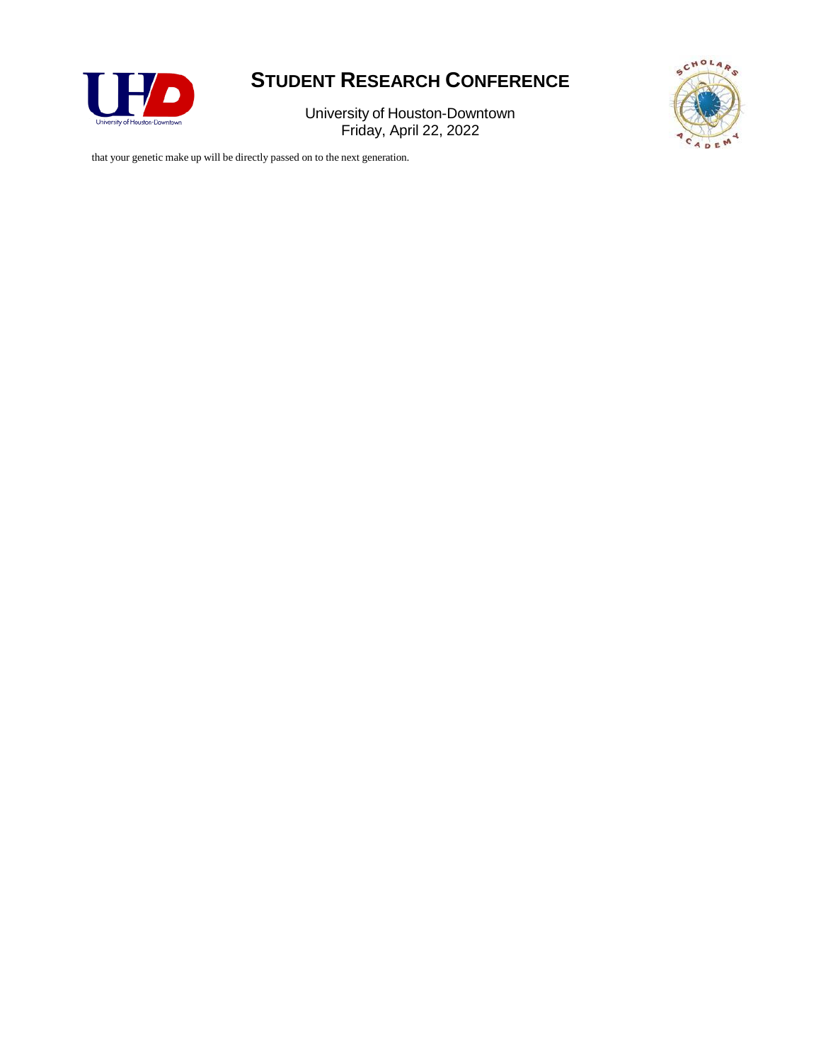that your genetic make up will be directly passed on to the next generation.